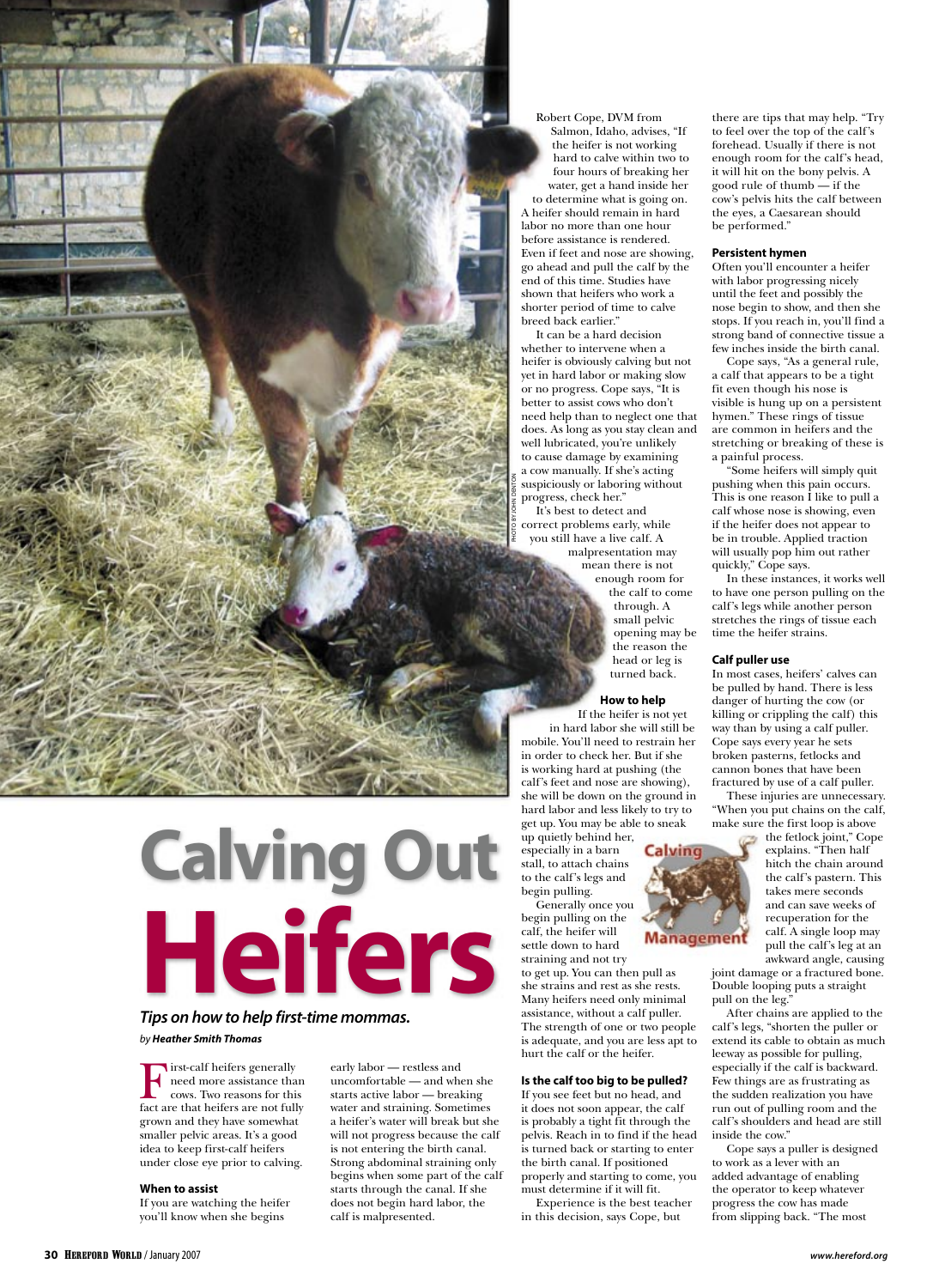# Calving Out Heifers

*Tips on how to help first-time mommas.*

*by* ***Heather Smith Thomas***

First-calf heifers generally need more assistance than cows. Two reasons for this fact are that heifers are not fully grown and they have somewhat smaller pelvic areas. It's a good idea to keep first-calf heifers under close eye prior to calving.

### When to assist

If you are watching the heifer you'll know when she begins early labor — restless and uncomfortable — and when she starts active labor — breaking water and straining. Sometimes a heifer's water will break but she will not progress because the calf is not entering the birth canal. Strong abdominal straining only begins when some part of the calf starts through the canal. If she does not begin hard labor, the calf is malpresented.

Robert Cope, DVM from Salmon, Idaho, advises, "If the heifer is not working hard to calve within two to four hours of breaking her water, get a hand inside her to determine what is going on. A heifer should remain in hard labor no more than one hour before assistance is rendered. Even if feet and nose are showing, go ahead and pull the calf by the end of this time. Studies have shown that heifers who work a shorter period of time to calve breed back earlier."

It can be a hard decision whether to intervene when a heifer is obviously calving but not yet in hard labor or making slow or no progress. Cope says, "It is better to assist cows who don't need help than to neglect one that does. As long as you stay clean and well lubricated, you're unlikely to cause damage by examining a cow manually. If she's acting suspiciously or laboring without progress, check her."

It's best to detect and correct problems early, while you still have a live calf. A malpresentation may mean there is not enough room for the calf to come through. A small pelvic opening may be the reason the head or leg is turned back.

### How to help

If the heifer is not yet in hard labor she will still be mobile. You'll need to restrain her in order to check her. But if she is working hard at pushing (the calf's feet and nose are showing), she will be down on the ground in hard labor and less likely to try to get up. You may be able to sneak up quietly behind her, especially in a barn stall, to attach chains to the calf's legs and begin pulling.

Generally once you begin pulling on the calf, the heifer will settle down to hard straining and not try to get up. You can then pull as she strains and rest as she rests. Many heifers need only minimal assistance, without a calf puller. The strength of one or two people is adequate, and you are less apt to hurt the calf or the heifer.

### Is the calf too big to be pulled?

If you see feet but no head, and it does not soon appear, the calf is probably a tight fit through the pelvis. Reach in to find if the head is turned back or starting to enter the birth canal. If positioned properly and starting to come, you must determine if it will fit.

Experience is the best teacher in this decision, says Cope, but there are tips that may help. "Try to feel over the top of the calf's forehead. Usually if there is not enough room for the calf's head, it will hit on the bony pelvis. A good rule of thumb — if the cow's pelvis hits the calf between the eyes, a Caesarean should be performed."

### Persistent hymen

Often you'll encounter a heifer with labor progressing nicely until the feet and possibly the nose begin to show, and then she stops. If you reach in, you'll find a strong band of connective tissue a few inches inside the birth canal.

Cope says, "As a general rule, a calf that appears to be a tight fit even though his nose is visible is hung up on a persistent hymen." These rings of tissue are common in heifers and the stretching or breaking of these is a painful process.

"Some heifers will simply quit pushing when this pain occurs. This is one reason I like to pull a calf whose nose is showing, even if the heifer does not appear to be in trouble. Applied traction will usually pop him out rather quickly," Cope says.

In these instances, it works well to have one person pulling on the calf's legs while another person stretches the rings of tissue each time the heifer strains.

### Calf puller use

In most cases, heifers' calves can be pulled by hand. There is less danger of hurting the cow (or killing or crippling the calf) this way than by using a calf puller. Cope says every year he sets broken pasterns, fetlocks and cannon bones that have been fractured by use of a calf puller.

These injuries are unnecessary. "When you put chains on the calf, make sure the first loop is above the fetlock joint," Cope explains. "Then half hitch the chain around the calf's pastern. This takes mere seconds and can save weeks of recuperation for the calf. A single loop may pull the calf's leg at an awkward angle, causing joint damage or a fractured bone. Double looping puts a straight pull on the leg."

After chains are applied to the calf's legs, "shorten the puller or extend its cable to obtain as much leeway as possible for pulling, especially if the calf is backward. Few things are as frustrating as the sudden realization you have run out of pulling room and the calf's shoulders and head are still inside the cow."

Cope says a puller is designed to work as a lever with an added advantage of enabling the operator to keep whatever progress the cow has made from slipping back. "The most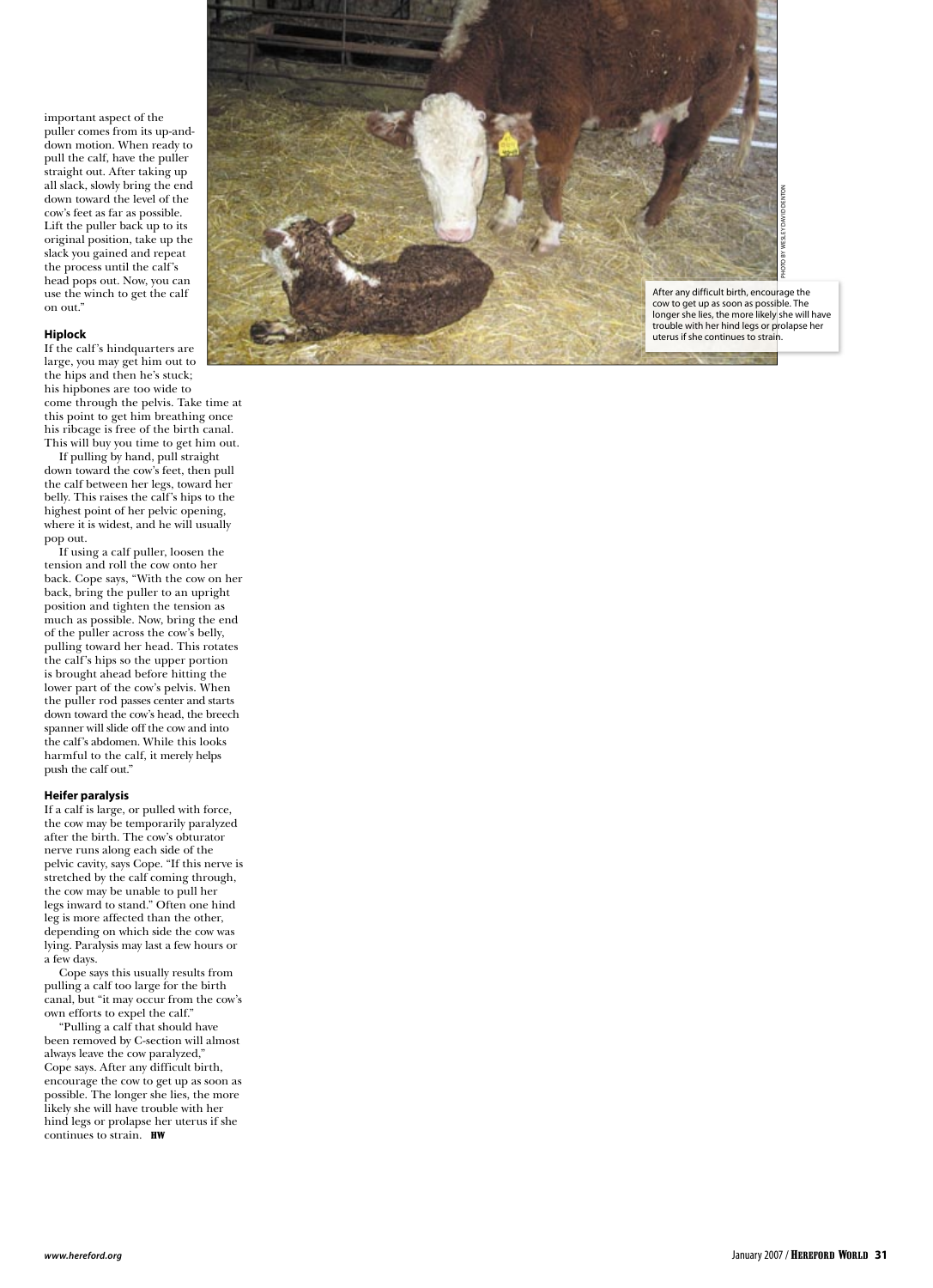important aspect of the puller comes from its up-and-down motion. When ready to pull the calf, have the puller straight out. After taking up all slack, slowly bring the end down toward the level of the cow's feet as far as possible. Lift the puller back up to its original position, take up the slack you gained and repeat the process until the calf's head pops out. Now, you can use the winch to get the calf on out."

### Hiplock

If the calf's hindquarters are large, you may get him out to the hips and then he's stuck; his hipbones are too wide to come through the pelvis. Take time at this point to get him breathing once his ribcage is free of the birth canal. This will buy you time to get him out.

If pulling by hand, pull straight down toward the cow's feet, then pull the calf between her legs, toward her belly. This raises the calf's hips to the highest point of her pelvic opening, where it is widest, and he will usually pop out.

If using a calf puller, loosen the tension and roll the cow onto her back. Cope says, "With the cow on her back, bring the puller to an upright position and tighten the tension as much as possible. Now, bring the end of the puller across the cow's belly, pulling toward her head. This rotates the calf's hips so the upper portion is brought ahead before hitting the lower part of the cow's pelvis. When the puller rod passes center and starts down toward the cow's head, the breech spanner will slide off the cow and into the calf's abdomen. While this looks harmful to the calf, it merely helps push the calf out."

### Heifer paralysis

If a calf is large, or pulled with force, the cow may be temporarily paralyzed after the birth. The cow's obturator nerve runs along each side of the pelvic cavity, says Cope. "If this nerve is stretched by the calf coming through, the cow may be unable to pull her legs inward to stand." Often one hind leg is more affected than the other, depending on which side the cow was lying. Paralysis may last a few hours or a few days.

Cope says this usually results from pulling a calf too large for the birth canal, but "it may occur from the cow's own efforts to expel the calf."

"Pulling a calf that should have been removed by C-section will almost always leave the cow paralyzed," Cope says. After any difficult birth, encourage the cow to get up as soon as possible. The longer she lies, the more likely she will have trouble with her hind legs or prolapse her uterus if she continues to strain. **HW**

PHOTO BY WESLEY DAVID DENTON

After any difficult birth, encourage the cow to get up as soon as possible. The longer she lies, the more likely she will have trouble with her hind legs or prolapse her uterus if she continues to strain.